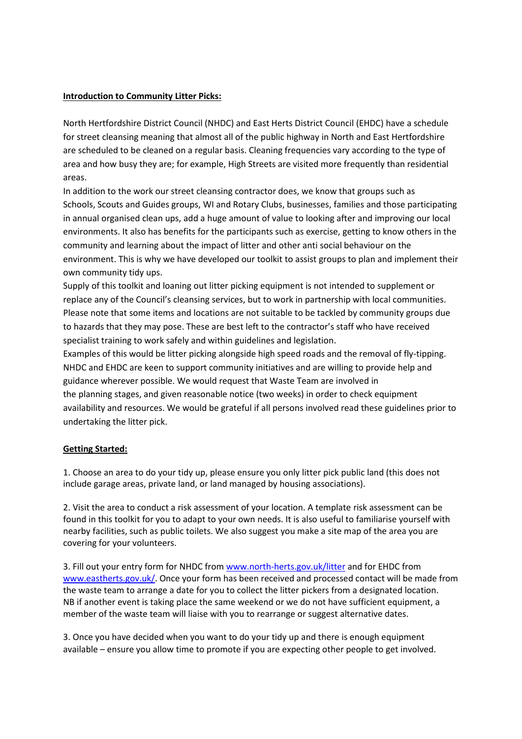**Introduction to Community Litter Picks:**

North Hertfordshire District Council (NHDC) and East Herts District Council (EHDC) have a schedule for street cleansing meaning that almost all of the public highway in North and East Hertfordshire are scheduled to be cleaned on a regular basis. Cleaning frequencies vary according to the type of area and how busy they are; for example, High Streets are visited more frequently than residential areas.

In addition to the work our street cleansing contractor does, we know that groups such as Schools, Scouts and Guides groups, WI and Rotary Clubs, businesses, families and those participating in annual organised clean ups, add a huge amount of value to looking after and improving our local environments. It also has benefits for the participants such as exercise, getting to know others in the community and learning about the impact of litter and other anti social behaviour on the environment. This is why we have developed our toolkit to assist groups to plan and implement their own community tidy ups.

Supply of this toolkit and loaning out litter picking equipment is not intended to supplement or replace any of the Council's cleansing services, but to work in partnership with local communities. Please note that some items and locations are not suitable to be tackled by community groups due to hazards that they may pose. These are best left to the contractor's staff who have received specialist training to work safely and within guidelines and legislation.

Examples of this would be litter picking alongside high speed roads and the removal of fly-tipping. NHDC and EHDC are keen to support community initiatives and are willing to provide help and guidance wherever possible. We would request that Waste Team are involved in the planning stages, and given reasonable notice (two weeks) in order to check equipment availability and resources. We would be grateful if all persons involved read these guidelines prior to undertaking the litter pick.

**Getting Started:**

1. Choose an area to do your tidy up, please ensure you only litter pick public land (this does not include garage areas, private land, or land managed by housing associations).

2. Visit the area to conduct a risk assessment of your location. A template risk assessment can be found in this toolkit for you to adapt to your own needs. It is also useful to familiarise yourself with nearby facilities, such as public toilets. We also suggest you make a site map of the area you are covering for your volunteers.

3. Fill out your entry form for NHDC from [www.north-herts.gov.uk/litter](www.north-herts.gov.uk/litter) and for EHDC from [www.eastherts.gov.uk/](www.eastherts.gov.uk/). Once your form has been received and processed contact will be made from the waste team to arrange a date for you to collect the litter pickers from a designated location. NB if another event is taking place the same weekend or we do not have sufficient equipment, a member of the waste team will liaise with you to rearrange or suggest alternative dates.

3. Once you have decided when you want to do your tidy up and there is enough equipment available – ensure you allow time to promote if you are expecting other people to get involved.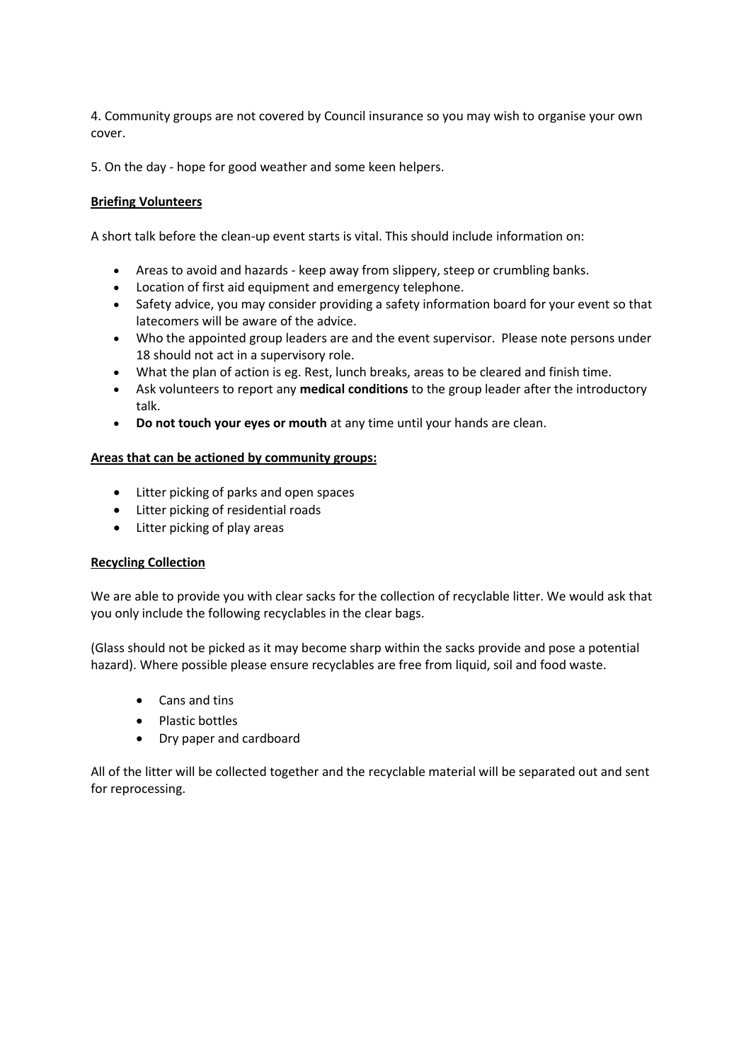4. Community groups are not covered by Council insurance so you may wish to organise your own cover.

5. On the day - hope for good weather and some keen helpers.

**Briefing Volunteers**

A short talk before the clean-up event starts is vital. This should include information on:

- Areas to avoid and hazards - keep away from slippery, steep or crumbling banks.
- Location of first aid equipment and emergency telephone.
- Safety advice, you may consider providing a safety information board for your event so that latecomers will be aware of the advice.
- Who the appointed group leaders are and the event supervisor. Please note persons under 18 should not act in a supervisory role.
- What the plan of action is eg. Rest, lunch breaks, areas to be cleared and finish time.
- Ask volunteers to report any **medical conditions** to the group leader after the introductory talk.
- **Do not touch your eyes or mouth** at any time until your hands are clean.

**Areas that can be actioned by community groups:**

- Litter picking of parks and open spaces
- Litter picking of residential roads
- Litter picking of play areas

**Recycling Collection**

We are able to provide you with clear sacks for the collection of recyclable litter. We would ask that you only include the following recyclables in the clear bags.

(Glass should not be picked as it may become sharp within the sacks provide and pose a potential hazard). Where possible please ensure recyclables are free from liquid, soil and food waste.

- Cans and tins
- Plastic bottles
- Dry paper and cardboard

All of the litter will be collected together and the recyclable material will be separated out and sent for reprocessing.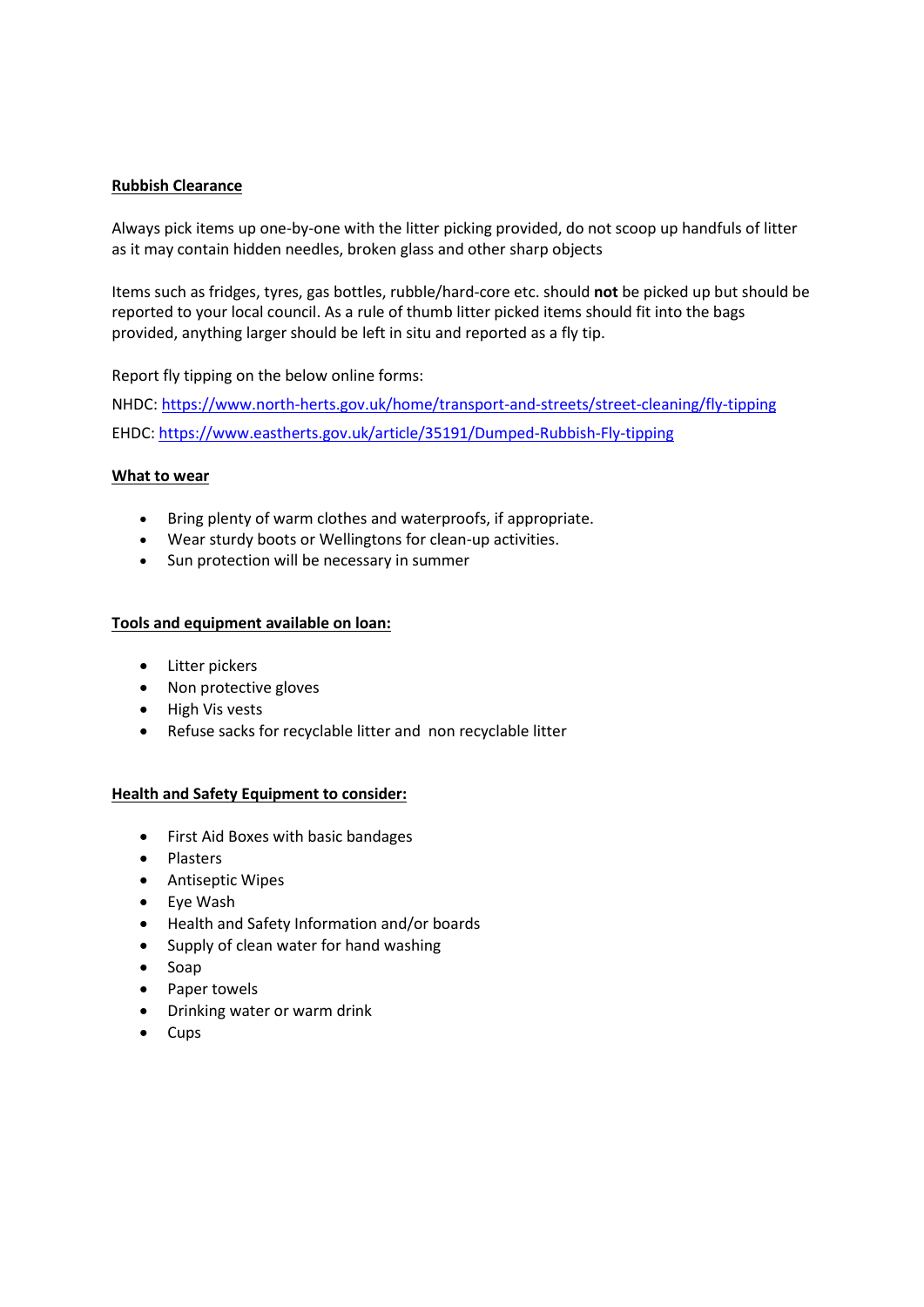## Rubbish Clearance

Always pick items up one-by-one with the litter picking provided, do not scoop up handfuls of litter as it may contain hidden needles, broken glass and other sharp objects

Items such as fridges, tyres, gas bottles, rubble/hard-core etc. should **not** be picked up but should be reported to your local council. As a rule of thumb litter picked items should fit into the bags provided, anything larger should be left in situ and reported as a fly tip.

Report fly tipping on the below online forms:

NHDC: https://www.north-herts.gov.uk/home/transport-and-streets/street-cleaning/fly-tipping

EHDC: https://www.eastherts.gov.uk/article/35191/Dumped-Rubbish-Fly-tipping

## What to wear

- Bring plenty of warm clothes and waterproofs, if appropriate.
- Wear sturdy boots or Wellingtons for clean-up activities.
- Sun protection will be necessary in summer

## Tools and equipment available on loan:

- Litter pickers
- Non protective gloves
- High Vis vests
- Refuse sacks for recyclable litter and non recyclable litter

## Health and Safety Equipment to consider:

- First Aid Boxes with basic bandages
- Plasters
- Antiseptic Wipes
- Eye Wash
- Health and Safety Information and/or boards
- Supply of clean water for hand washing
- Soap
- Paper towels
- Drinking water or warm drink
- Cups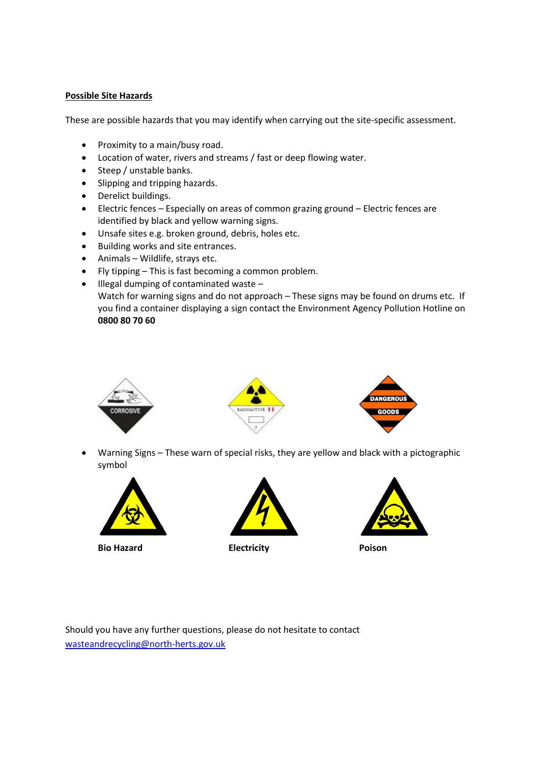**Possible Site Hazards**

These are possible hazards that you may identify when carrying out the site-specific assessment.

- Proximity to a main/busy road.
- Location of water, rivers and streams / fast or deep flowing water.
- Steep / unstable banks.
- Slipping and tripping hazards.
- Derelict buildings.
- Electric fences – Especially on areas of common grazing ground – Electric fences are identified by black and yellow warning signs.
- Unsafe sites e.g. broken ground, debris, holes etc.
- Building works and site entrances.
- Animals – Wildlife, strays etc.
- Fly tipping – This is fast becoming a common problem.
- Illegal dumping of contaminated waste –
  Watch for warning signs and do not approach – These signs may be found on drums etc. If you find a container displaying a sign contact the Environment Agency Pollution Hotline on **0800 80 70 60**

CORROSIVE

RADIOACTIVE

DANGEROUS GOODS

- Warning Signs – These warn of special risks, they are yellow and black with a pictographic symbol

**Bio Hazard** **Electricity** **Poison**

Should you have any further questions, please do not hesitate to contact [wasteandrecycling@north-herts.gov.uk](mailto:wasteandrecycling@north-herts.gov.uk)